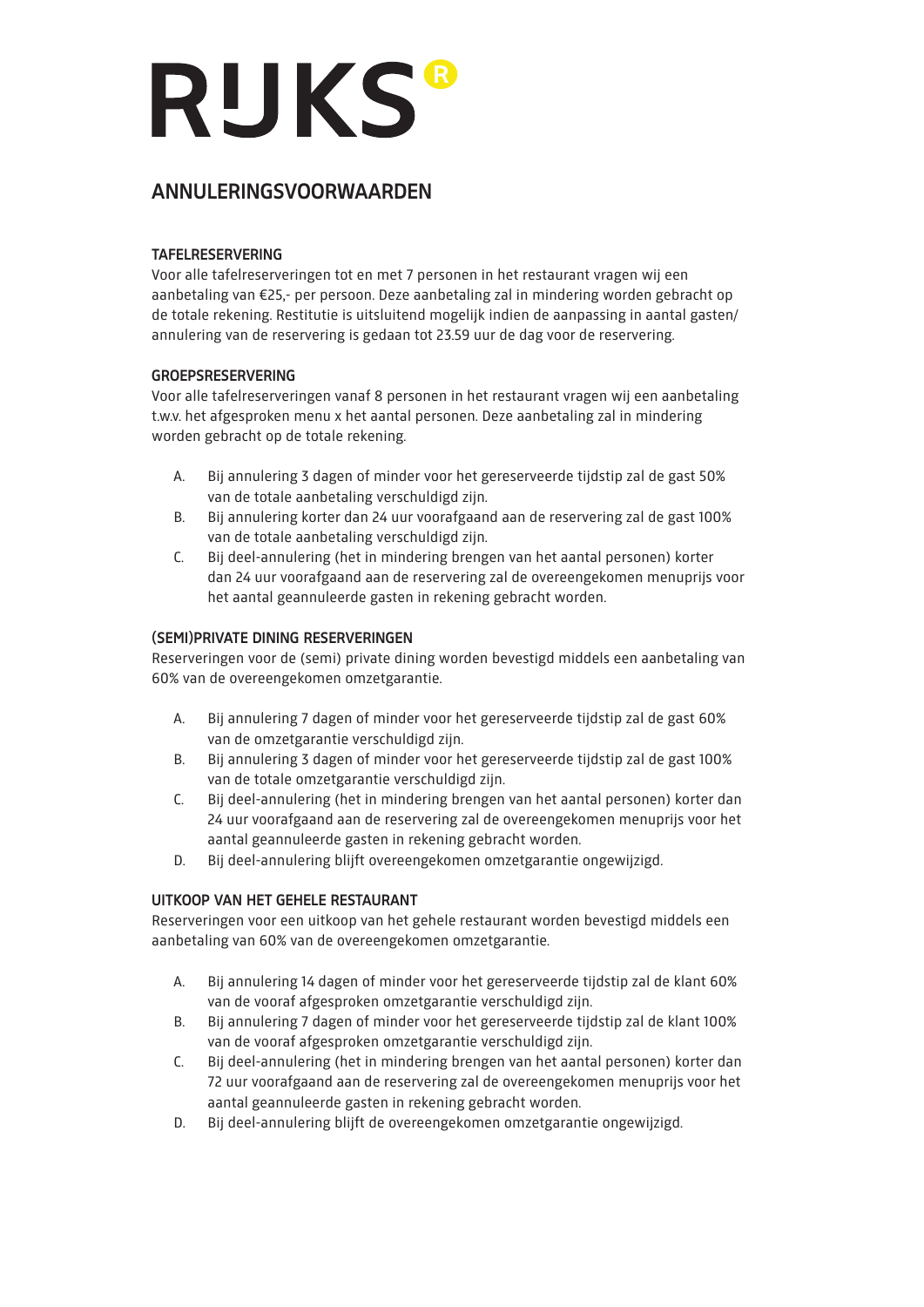# RIJKS®

## ANNULERINGSVOORWAARDEN

### TAFELRESERVERING

Voor alle tafelreserveringen tot en met 7 personen in het restaurant vragen wij een aanbetaling van €25,- per persoon. Deze aanbetaling zal in mindering worden gebracht op de totale rekening. Restitutie is uitsluitend mogelijk indien de aanpassing in aantal gasten/annulering van de reservering is gedaan tot 23.59 uur de dag voor de reservering.

### GROEPSRESERVERING

Voor alle tafelreserveringen vanaf 8 personen in het restaurant vragen wij een aanbetaling t.w.v. het afgesproken menu x het aantal personen. Deze aanbetaling zal in mindering worden gebracht op de totale rekening.

A. Bij annulering 3 dagen of minder voor het gereserveerde tijdstip zal de gast 50% van de totale aanbetaling verschuldigd zijn.
B. Bij annulering korter dan 24 uur voorafgaand aan de reservering zal de gast 100% van de totale aanbetaling verschuldigd zijn.
C. Bij deel-annulering (het in mindering brengen van het aantal personen) korter dan 24 uur voorafgaand aan de reservering zal de overeengekomen menuprijs voor het aantal geannuleerde gasten in rekening gebracht worden.

### (SEMI)PRIVATE DINING RESERVERINGEN

Reserveringen voor de (semi) private dining worden bevestigd middels een aanbetaling van 60% van de overeengekomen omzetgarantie.

A. Bij annulering 7 dagen of minder voor het gereserveerde tijdstip zal de gast 60% van de omzetgarantie verschuldigd zijn.
B. Bij annulering 3 dagen of minder voor het gereserveerde tijdstip zal de gast 100% van de totale omzetgarantie verschuldigd zijn.
C. Bij deel-annulering (het in mindering brengen van het aantal personen) korter dan 24 uur voorafgaand aan de reservering zal de overeengekomen menuprijs voor het aantal geannuleerde gasten in rekening gebracht worden.
D. Bij deel-annulering blijft overeengekomen omzetgarantie ongewijzigd.

### UITKOOP VAN HET GEHELE RESTAURANT

Reserveringen voor een uitkoop van het gehele restaurant worden bevestigd middels een aanbetaling van 60% van de overeengekomen omzetgarantie.

A. Bij annulering 14 dagen of minder voor het gereserveerde tijdstip zal de klant 60% van de vooraf afgesproken omzetgarantie verschuldigd zijn.
B. Bij annulering 7 dagen of minder voor het gereserveerde tijdstip zal de klant 100% van de vooraf afgesproken omzetgarantie verschuldigd zijn.
C. Bij deel-annulering (het in mindering brengen van het aantal personen) korter dan 72 uur voorafgaand aan de reservering zal de overeengekomen menuprijs voor het aantal geannuleerde gasten in rekening gebracht worden.
D. Bij deel-annulering blijft de overeengekomen omzetgarantie ongewijzigd.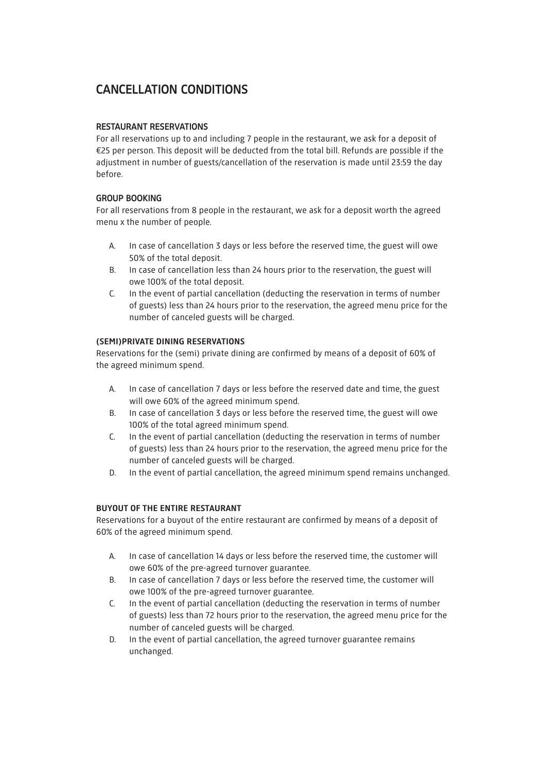# CANCELLATION CONDITIONS

### RESTAURANT RESERVATIONS

For all reservations up to and including 7 people in the restaurant, we ask for a deposit of €25 per person. This deposit will be deducted from the total bill. Refunds are possible if the adjustment in number of guests/cancellation of the reservation is made until 23:59 the day before.

### GROUP BOOKING

For all reservations from 8 people in the restaurant, we ask for a deposit worth the agreed menu x the number of people.

A. In case of cancellation 3 days or less before the reserved time, the guest will owe 50% of the total deposit.
B. In case of cancellation less than 24 hours prior to the reservation, the guest will owe 100% of the total deposit.
C. In the event of partial cancellation (deducting the reservation in terms of number of guests) less than 24 hours prior to the reservation, the agreed menu price for the number of canceled guests will be charged.

### (SEMI)PRIVATE DINING RESERVATIONS

Reservations for the (semi) private dining are confirmed by means of a deposit of 60% of the agreed minimum spend.

A. In case of cancellation 7 days or less before the reserved date and time, the guest will owe 60% of the agreed minimum spend.
B. In case of cancellation 3 days or less before the reserved time, the guest will owe 100% of the total agreed minimum spend.
C. In the event of partial cancellation (deducting the reservation in terms of number of guests) less than 24 hours prior to the reservation, the agreed menu price for the number of canceled guests will be charged.
D. In the event of partial cancellation, the agreed minimum spend remains unchanged.

### BUYOUT OF THE ENTIRE RESTAURANT

Reservations for a buyout of the entire restaurant are confirmed by means of a deposit of 60% of the agreed minimum spend.

A. In case of cancellation 14 days or less before the reserved time, the customer will owe 60% of the pre-agreed turnover guarantee.
B. In case of cancellation 7 days or less before the reserved time, the customer will owe 100% of the pre-agreed turnover guarantee.
C. In the event of partial cancellation (deducting the reservation in terms of number of guests) less than 72 hours prior to the reservation, the agreed menu price for the number of canceled guests will be charged.
D. In the event of partial cancellation, the agreed turnover guarantee remains unchanged.